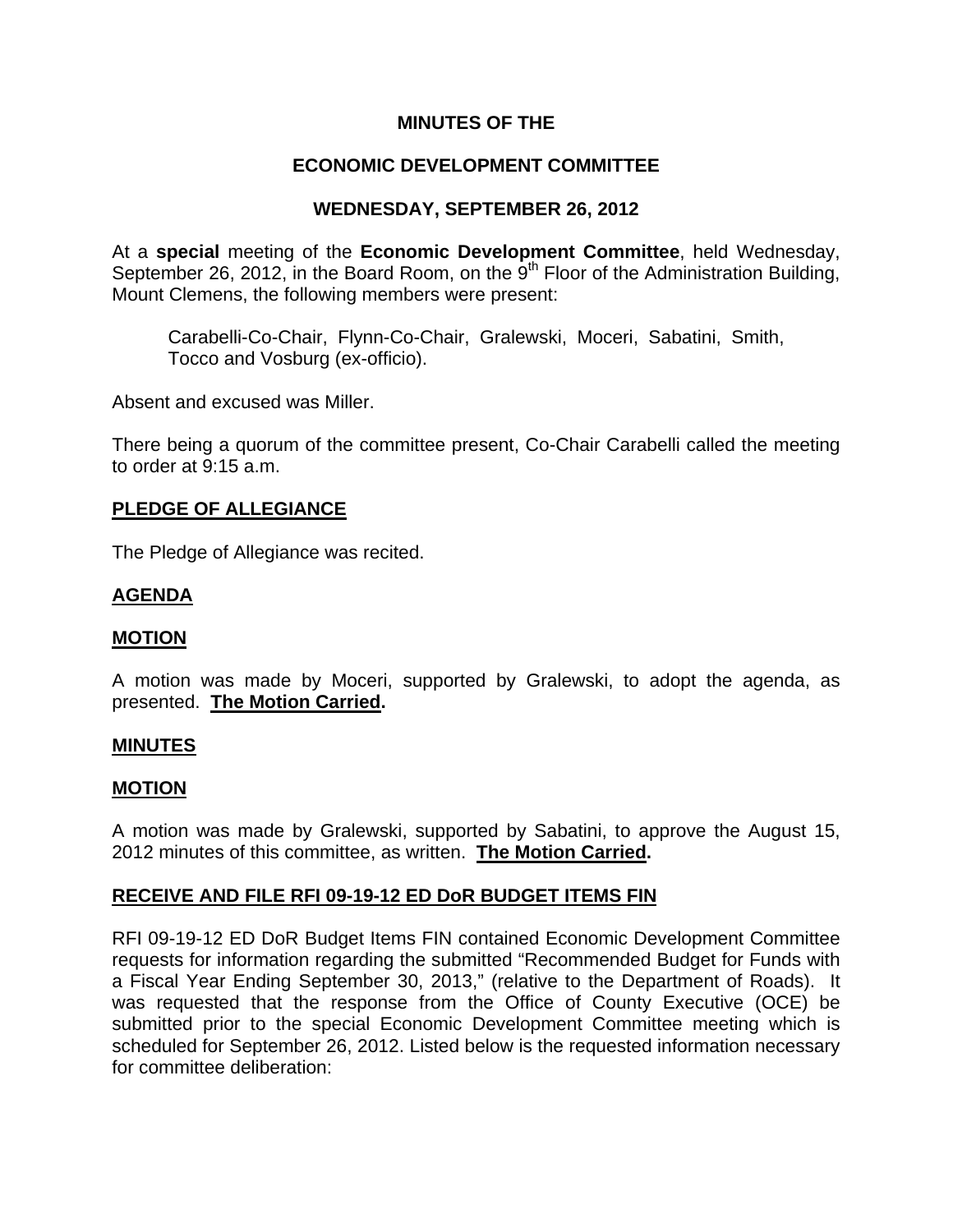**MINUTES OF THE**

**ECONOMIC DEVELOPMENT COMMITTEE**

**WEDNESDAY, SEPTEMBER 26, 2012**

At a **special** meeting of the **Economic Development Committee**, held Wednesday, September 26, 2012, in the Board Room, on the 9th Floor of the Administration Building, Mount Clemens, the following members were present:

Carabelli-Co-Chair, Flynn-Co-Chair, Gralewski, Moceri, Sabatini, Smith, Tocco and Vosburg (ex-officio).

Absent and excused was Miller.

There being a quorum of the committee present, Co-Chair Carabelli called the meeting to order at 9:15 a.m.

**PLEDGE OF ALLEGIANCE**

The Pledge of Allegiance was recited.

**AGENDA**

**MOTION**

A motion was made by Moceri, supported by Gralewski, to adopt the agenda, as presented. **The Motion Carried.**

**MINUTES**

**MOTION**

A motion was made by Gralewski, supported by Sabatini, to approve the August 15, 2012 minutes of this committee, as written. **The Motion Carried.**

**RECEIVE AND FILE RFI 09-19-12 ED DoR BUDGET ITEMS FIN**

RFI 09-19-12 ED DoR Budget Items FIN contained Economic Development Committee requests for information regarding the submitted "Recommended Budget for Funds with a Fiscal Year Ending September 30, 2013," (relative to the Department of Roads). It was requested that the response from the Office of County Executive (OCE) be submitted prior to the special Economic Development Committee meeting which is scheduled for September 26, 2012. Listed below is the requested information necessary for committee deliberation: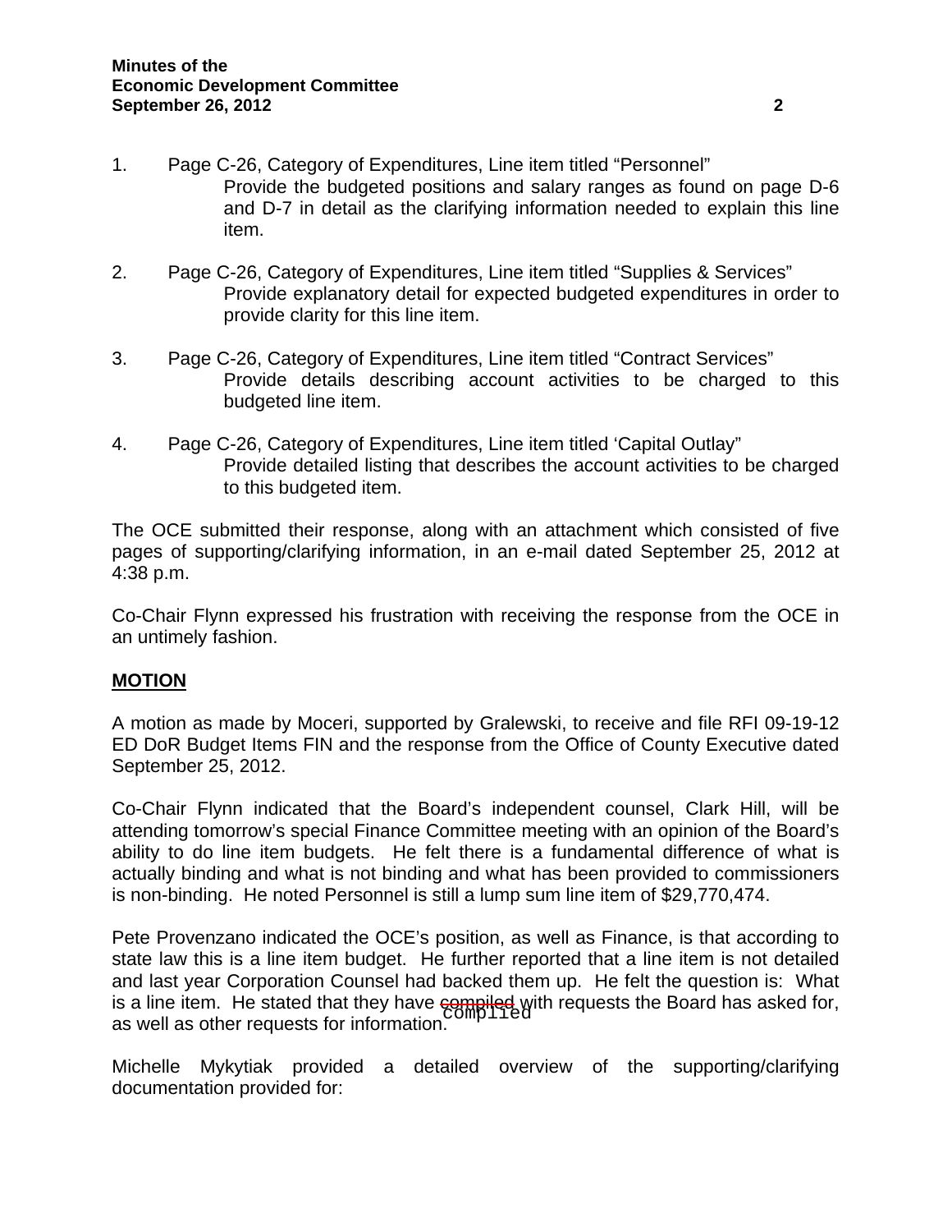1. Page C-26, Category of Expenditures, Line item titled "Personnel"
   Provide the budgeted positions and salary ranges as found on page D-6 and D-7 in detail as the clarifying information needed to explain this line item.

2. Page C-26, Category of Expenditures, Line item titled "Supplies & Services"
   Provide explanatory detail for expected budgeted expenditures in order to provide clarity for this line item.

3. Page C-26, Category of Expenditures, Line item titled "Contract Services"
   Provide details describing account activities to be charged to this budgeted line item.

4. Page C-26, Category of Expenditures, Line item titled 'Capital Outlay"
   Provide detailed listing that describes the account activities to be charged to this budgeted item.

The OCE submitted their response, along with an attachment which consisted of five pages of supporting/clarifying information, in an e-mail dated September 25, 2012 at 4:38 p.m.

Co-Chair Flynn expressed his frustration with receiving the response from the OCE in an untimely fashion.

**MOTION**

A motion as made by Moceri, supported by Gralewski, to receive and file RFI 09-19-12 ED DoR Budget Items FIN and the response from the Office of County Executive dated September 25, 2012.

Co-Chair Flynn indicated that the Board's independent counsel, Clark Hill, will be attending tomorrow's special Finance Committee meeting with an opinion of the Board's ability to do line item budgets. He felt there is a fundamental difference of what is actually binding and what is not binding and what has been provided to commissioners is non-binding. He noted Personnel is still a lump sum line item of $29,770,474.

Pete Provenzano indicated the OCE's position, as well as Finance, is that according to state law this is a line item budget. He further reported that a line item is not detailed and last year Corporation Counsel had backed them up. He felt the question is: What is a line item. He stated that they have ~~compiled~~ complied with requests the Board has asked for, as well as other requests for information.

Michelle Mykytiak provided a detailed overview of the supporting/clarifying documentation provided for: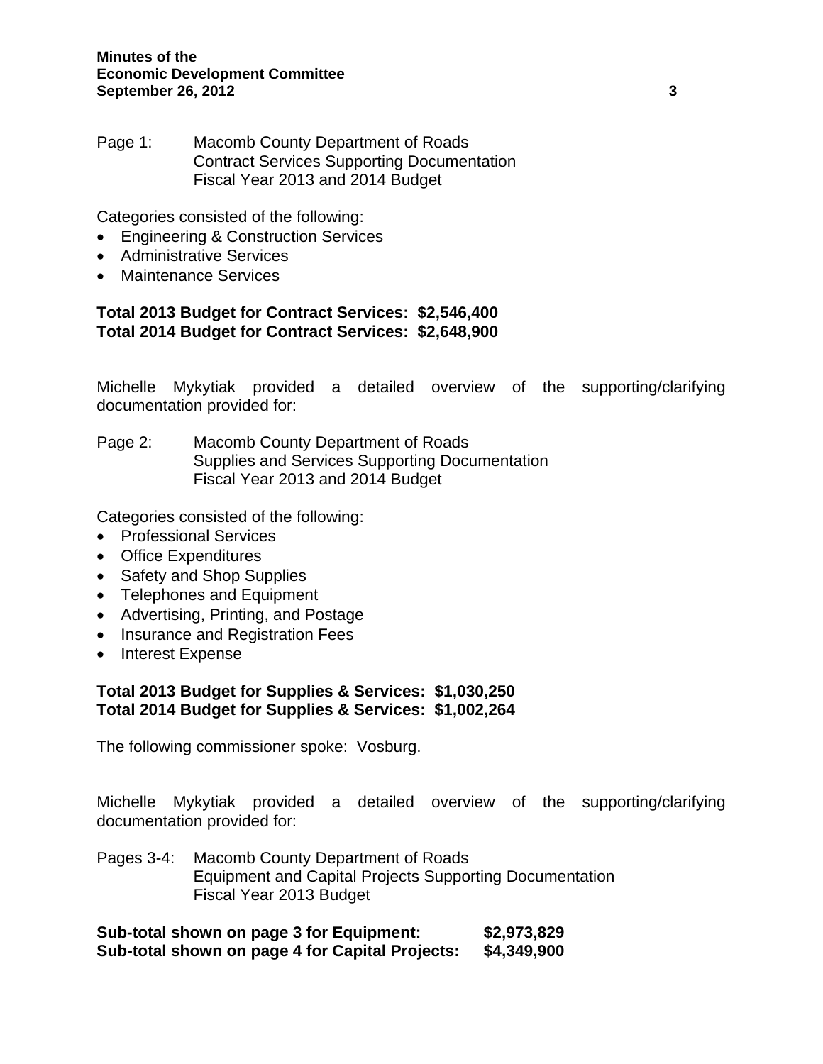Page 1: Macomb County Department of Roads
Contract Services Supporting Documentation
Fiscal Year 2013 and 2014 Budget

Categories consisted of the following:

- Engineering & Construction Services
- Administrative Services
- Maintenance Services

**Total 2013 Budget for Contract Services: $2,546,400**
**Total 2014 Budget for Contract Services: $2,648,900**

Michelle Mykytiak provided a detailed overview of the supporting/clarifying documentation provided for:

Page 2: Macomb County Department of Roads
Supplies and Services Supporting Documentation
Fiscal Year 2013 and 2014 Budget

Categories consisted of the following:

- Professional Services
- Office Expenditures
- Safety and Shop Supplies
- Telephones and Equipment
- Advertising, Printing, and Postage
- Insurance and Registration Fees
- Interest Expense

**Total 2013 Budget for Supplies & Services: $1,030,250**
**Total 2014 Budget for Supplies & Services: $1,002,264**

The following commissioner spoke: Vosburg.

Michelle Mykytiak provided a detailed overview of the supporting/clarifying documentation provided for:

Pages 3-4: Macomb County Department of Roads
Equipment and Capital Projects Supporting Documentation
Fiscal Year 2013 Budget

**Sub-total shown on page 3 for Equipment: $2,973,829**
**Sub-total shown on page 4 for Capital Projects: $4,349,900**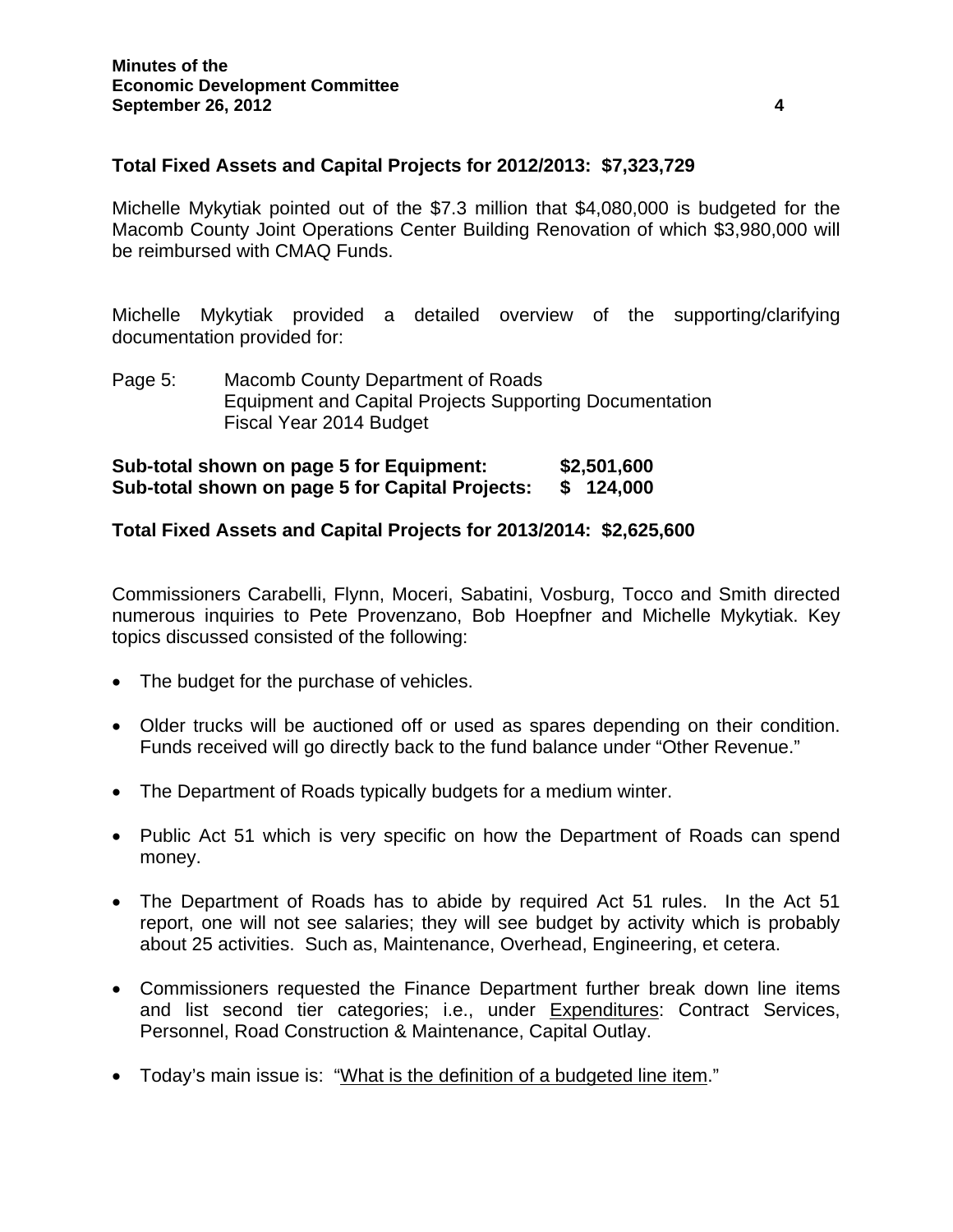**Total Fixed Assets and Capital Projects for 2012/2013: $7,323,729**

Michelle Mykytiak pointed out of the $7.3 million that $4,080,000 is budgeted for the Macomb County Joint Operations Center Building Renovation of which $3,980,000 will be reimbursed with CMAQ Funds.

Michelle Mykytiak provided a detailed overview of the supporting/clarifying documentation provided for:

Page 5: Macomb County Department of Roads
Equipment and Capital Projects Supporting Documentation
Fiscal Year 2014 Budget

**Sub-total shown on page 5 for Equipment: $2,501,600**
**Sub-total shown on page 5 for Capital Projects: $ 124,000**

**Total Fixed Assets and Capital Projects for 2013/2014: $2,625,600**

Commissioners Carabelli, Flynn, Moceri, Sabatini, Vosburg, Tocco and Smith directed numerous inquiries to Pete Provenzano, Bob Hoepfner and Michelle Mykytiak. Key topics discussed consisted of the following:

- The budget for the purchase of vehicles.
- Older trucks will be auctioned off or used as spares depending on their condition. Funds received will go directly back to the fund balance under "Other Revenue."
- The Department of Roads typically budgets for a medium winter.
- Public Act 51 which is very specific on how the Department of Roads can spend money.
- The Department of Roads has to abide by required Act 51 rules. In the Act 51 report, one will not see salaries; they will see budget by activity which is probably about 25 activities. Such as, Maintenance, Overhead, Engineering, et cetera.
- Commissioners requested the Finance Department further break down line items and list second tier categories; i.e., under Expenditures: Contract Services, Personnel, Road Construction & Maintenance, Capital Outlay.
- Today's main issue is: "What is the definition of a budgeted line item."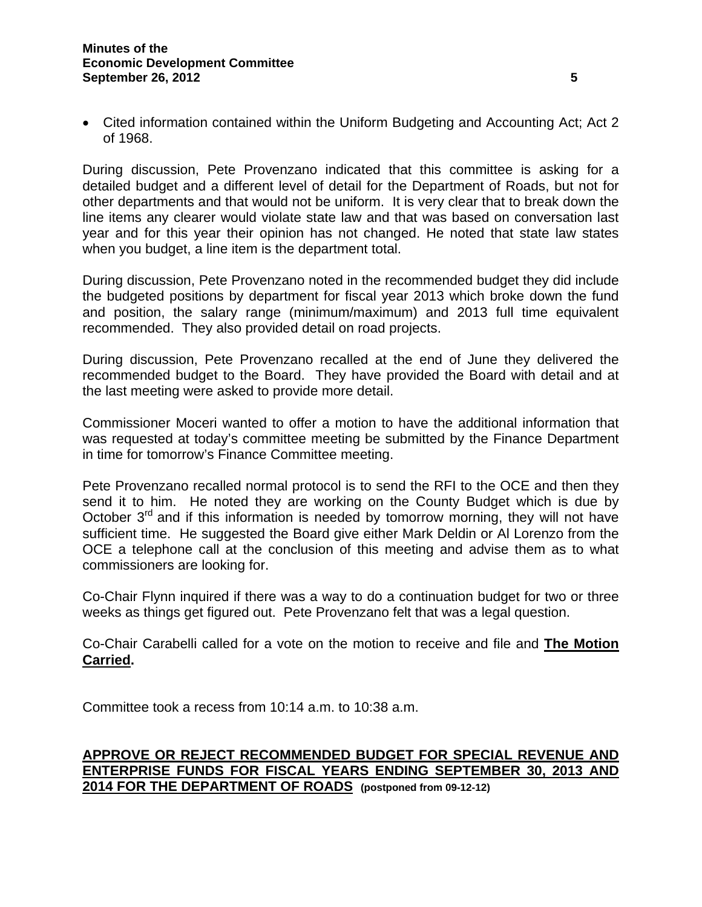- Cited information contained within the Uniform Budgeting and Accounting Act; Act 2 of 1968.

During discussion, Pete Provenzano indicated that this committee is asking for a detailed budget and a different level of detail for the Department of Roads, but not for other departments and that would not be uniform. It is very clear that to break down the line items any clearer would violate state law and that was based on conversation last year and for this year their opinion has not changed. He noted that state law states when you budget, a line item is the department total.

During discussion, Pete Provenzano noted in the recommended budget they did include the budgeted positions by department for fiscal year 2013 which broke down the fund and position, the salary range (minimum/maximum) and 2013 full time equivalent recommended. They also provided detail on road projects.

During discussion, Pete Provenzano recalled at the end of June they delivered the recommended budget to the Board. They have provided the Board with detail and at the last meeting were asked to provide more detail.

Commissioner Moceri wanted to offer a motion to have the additional information that was requested at today's committee meeting be submitted by the Finance Department in time for tomorrow's Finance Committee meeting.

Pete Provenzano recalled normal protocol is to send the RFI to the OCE and then they send it to him. He noted they are working on the County Budget which is due by October 3rd and if this information is needed by tomorrow morning, they will not have sufficient time. He suggested the Board give either Mark Deldin or Al Lorenzo from the OCE a telephone call at the conclusion of this meeting and advise them as to what commissioners are looking for.

Co-Chair Flynn inquired if there was a way to do a continuation budget for two or three weeks as things get figured out. Pete Provenzano felt that was a legal question.

Co-Chair Carabelli called for a vote on the motion to receive and file and **The Motion Carried.**

Committee took a recess from 10:14 a.m. to 10:38 a.m.

## APPROVE OR REJECT RECOMMENDED BUDGET FOR SPECIAL REVENUE AND ENTERPRISE FUNDS FOR FISCAL YEARS ENDING SEPTEMBER 30, 2013 AND 2014 FOR THE DEPARTMENT OF ROADS (postponed from 09-12-12)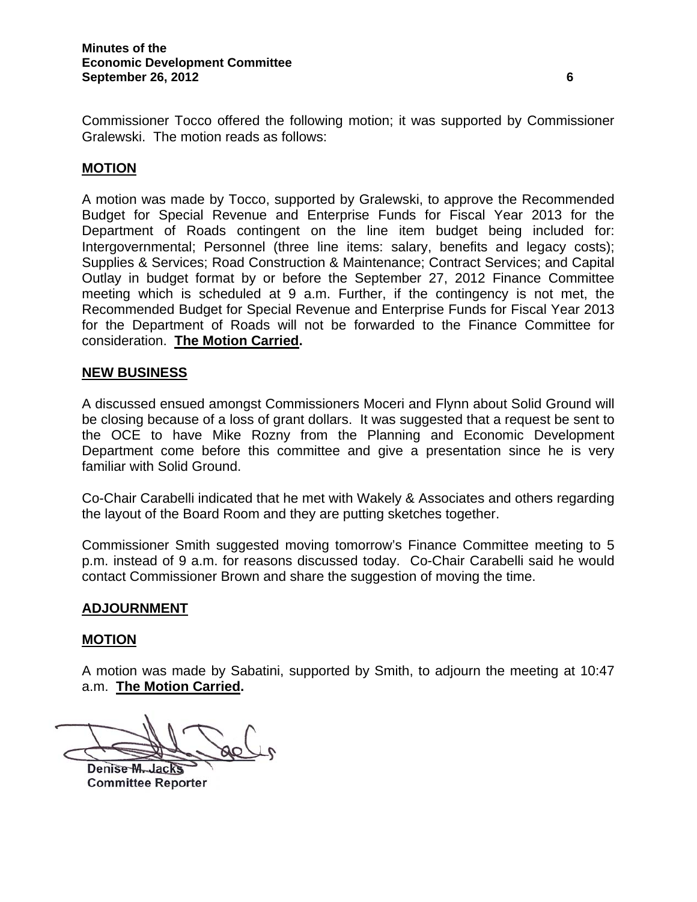Commissioner Tocco offered the following motion; it was supported by Commissioner Gralewski. The motion reads as follows:

**MOTION**

A motion was made by Tocco, supported by Gralewski, to approve the Recommended Budget for Special Revenue and Enterprise Funds for Fiscal Year 2013 for the Department of Roads contingent on the line item budget being included for: Intergovernmental; Personnel (three line items: salary, benefits and legacy costs); Supplies & Services; Road Construction & Maintenance; Contract Services; and Capital Outlay in budget format by or before the September 27, 2012 Finance Committee meeting which is scheduled at 9 a.m. Further, if the contingency is not met, the Recommended Budget for Special Revenue and Enterprise Funds for Fiscal Year 2013 for the Department of Roads will not be forwarded to the Finance Committee for consideration. **The Motion Carried.**

**NEW BUSINESS**

A discussed ensued amongst Commissioners Moceri and Flynn about Solid Ground will be closing because of a loss of grant dollars. It was suggested that a request be sent to the OCE to have Mike Rozny from the Planning and Economic Development Department come before this committee and give a presentation since he is very familiar with Solid Ground.

Co-Chair Carabelli indicated that he met with Wakely & Associates and others regarding the layout of the Board Room and they are putting sketches together.

Commissioner Smith suggested moving tomorrow's Finance Committee meeting to 5 p.m. instead of 9 a.m. for reasons discussed today. Co-Chair Carabelli said he would contact Commissioner Brown and share the suggestion of moving the time.

**ADJOURNMENT**

**MOTION**

A motion was made by Sabatini, supported by Smith, to adjourn the meeting at 10:47 a.m. **The Motion Carried.**

Denise M. Jacks
Committee Reporter